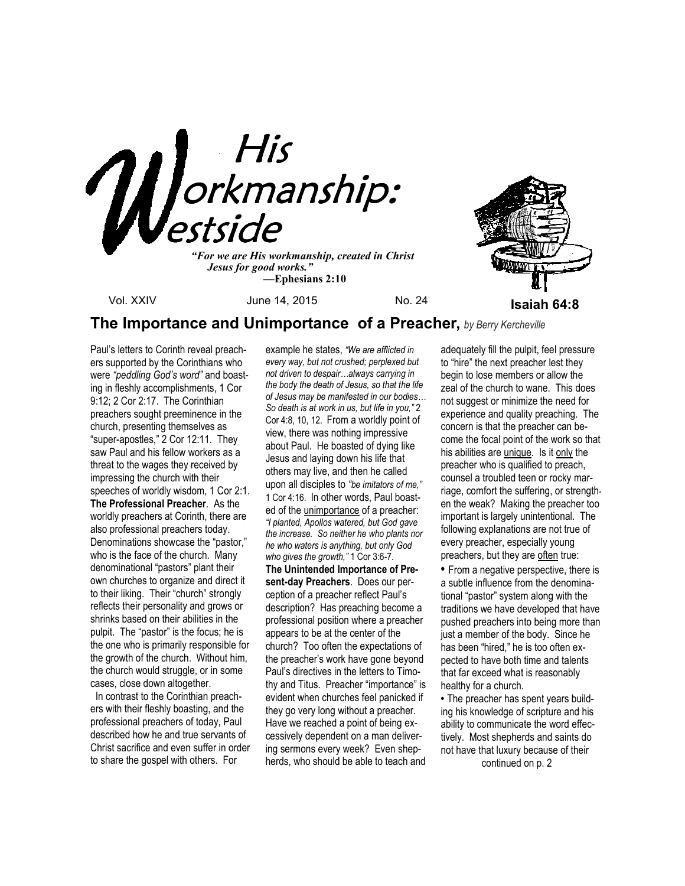# His Workmanship: Westside

*"For we are His workmanship, created in Christ Jesus for good works."*
—**Ephesians 2:10**

Vol. XXIV June 14, 2015 No. 24

**Isaiah 64:8**

## The Importance and Unimportance of a Preacher, *by Berry Kercheville*

Paul's letters to Corinth reveal preachers supported by the Corinthians who were *"peddling God's word"* and boasting in fleshly accomplishments, 1 Cor 9:12; 2 Cor 2:17. The Corinthian preachers sought preeminence in the church, presenting themselves as "super-apostles," 2 Cor 12:11. They saw Paul and his fellow workers as a threat to the wages they received by impressing the church with their speeches of worldly wisdom, 1 Cor 2:1.

**The Professional Preacher**. As the worldly preachers at Corinth, there are also professional preachers today. Denominations showcase the "pastor," who is the face of the church. Many denominational "pastors" plant their own churches to organize and direct it to their liking. Their "church" strongly reflects their personality and grows or shrinks based on their abilities in the pulpit. The "pastor" is the focus; he is the one who is primarily responsible for the growth of the church. Without him, the church would struggle, or in some cases, close down altogether.

In contrast to the Corinthian preachers with their fleshly boasting, and the professional preachers of today, Paul described how he and true servants of Christ sacrifice and even suffer in order to share the gospel with others. For example he states, *"We are afflicted in every way, but not crushed; perplexed but not driven to despair…always carrying in the body the death of Jesus, so that the life of Jesus may be manifested in our bodies… So death is at work in us, but life in you,"* 2 Cor 4:8, 10, 12. From a worldly point of view, there was nothing impressive about Paul. He boasted of dying like Jesus and laying down his life that others may live, and then he called upon all disciples to *"be imitators of me,"* 1 Cor 4:16. In other words, Paul boasted of the unimportance of a preacher: *"I planted, Apollos watered, but God gave the increase. So neither he who plants nor he who waters is anything, but only God who gives the growth,"* 1 Cor 3:6-7.

**The Unintended Importance of Present-day Preachers**. Does our perception of a preacher reflect Paul's description? Has preaching become a professional position where a preacher appears to be at the center of the church? Too often the expectations of the preacher's work have gone beyond Paul's directives in the letters to Timothy and Titus. Preacher "importance" is evident when churches feel panicked if they go very long without a preacher. Have we reached a point of being excessively dependent on a man delivering sermons every week? Even shepherds, who should be able to teach and adequately fill the pulpit, feel pressure to "hire" the next preacher lest they begin to lose members or allow the zeal of the church to wane. This does not suggest or minimize the need for experience and quality preaching. The concern is that the preacher can become the focal point of the work so that his abilities are unique. Is it only the preacher who is qualified to preach, counsel a troubled teen or rocky marriage, comfort the suffering, or strengthen the weak? Making the preacher too important is largely unintentional. The following explanations are not true of every preacher, especially young preachers, but they are often true:

- From a negative perspective, there is a subtle influence from the denominational "pastor" system along with the traditions we have developed that have pushed preachers into being more than just a member of the body. Since he has been "hired," he is too often expected to have both time and talents that far exceed what is reasonably healthy for a church.
- The preacher has spent years building his knowledge of scripture and his ability to communicate the word effectively. Most shepherds and saints do not have that luxury because of their

continued on p. 2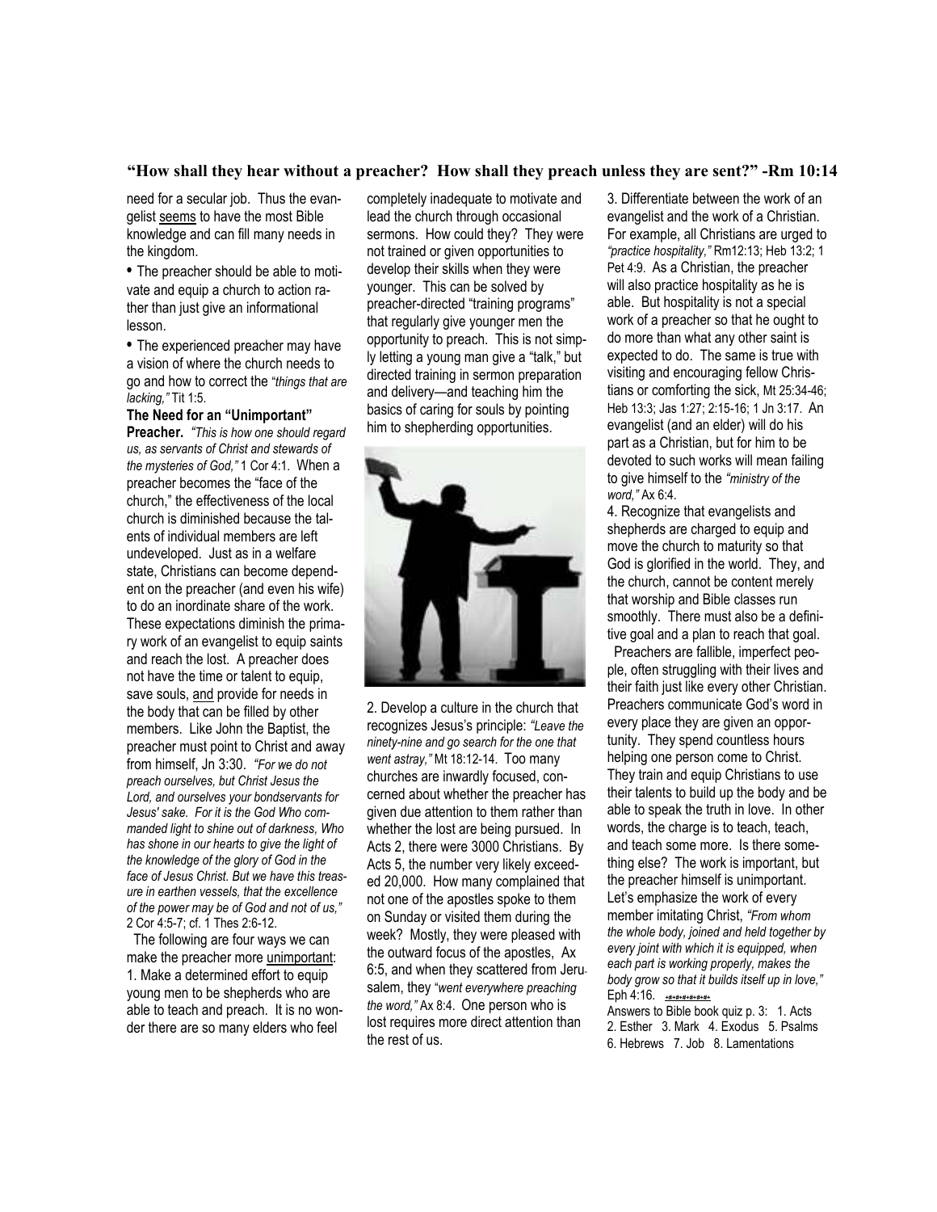**"How shall they hear without a preacher? How shall they preach unless they are sent?" -Rm 10:14**

need for a secular job. Thus the evangelist seems to have the most Bible knowledge and can fill many needs in the kingdom.

- The preacher should be able to motivate and equip a church to action rather than just give an informational lesson.
- The experienced preacher may have a vision of where the church needs to go and how to correct the "*things that are lacking,*" Tit 1:5.

**The Need for an "Unimportant" Preacher.** *"This is how one should regard us, as servants of Christ and stewards of the mysteries of God,"* 1 Cor 4:1. When a preacher becomes the "face of the church," the effectiveness of the local church is diminished because the talents of individual members are left undeveloped. Just as in a welfare state, Christians can become dependent on the preacher (and even his wife) to do an inordinate share of the work. These expectations diminish the primary work of an evangelist to equip saints and reach the lost. A preacher does not have the time or talent to equip, save souls, and provide for needs in the body that can be filled by other members. Like John the Baptist, the preacher must point to Christ and away from himself, Jn 3:30. *"For we do not preach ourselves, but Christ Jesus the Lord, and ourselves your bondservants for Jesus' sake. For it is the God Who commanded light to shine out of darkness, Who has shone in our hearts to give the light of the knowledge of the glory of God in the face of Jesus Christ. But we have this treasure in earthen vessels, that the excellence of the power may be of God and not of us,"* 2 Cor 4:5-7; cf. 1 Thes 2:6-12.

The following are four ways we can make the preacher more unimportant:

1. Make a determined effort to equip young men to be shepherds who are able to teach and preach. It is no wonder there are so many elders who feel completely inadequate to motivate and lead the church through occasional sermons. How could they? They were not trained or given opportunities to develop their skills when they were younger. This can be solved by preacher-directed "training programs" that regularly give younger men the opportunity to preach. This is not simply letting a young man give a "talk," but directed training in sermon preparation and delivery—and teaching him the basics of caring for souls by pointing him to shepherding opportunities.

2. Develop a culture in the church that recognizes Jesus's principle: *"Leave the ninety-nine and go search for the one that went astray,"* Mt 18:12-14. Too many churches are inwardly focused, concerned about whether the preacher has given due attention to them rather than whether the lost are being pursued. In Acts 2, there were 3000 Christians. By Acts 5, the number very likely exceeded 20,000. How many complained that not one of the apostles spoke to them on Sunday or visited them during the week? Mostly, they were pleased with the outward focus of the apostles, Ax 6:5, and when they scattered from Jerusalem, they "*went everywhere preaching the word,*" Ax 8:4. One person who is lost requires more direct attention than the rest of us.

3. Differentiate between the work of an evangelist and the work of a Christian. For example, all Christians are urged to *"practice hospitality,"* Rm12:13; Heb 13:2; 1 Pet 4:9. As a Christian, the preacher will also practice hospitality as he is able. But hospitality is not a special work of a preacher so that he ought to do more than what any other saint is expected to do. The same is true with visiting and encouraging fellow Christians or comforting the sick, Mt 25:34-46; Heb 13:3; Jas 1:27; 2:15-16; 1 Jn 3:17. An evangelist (and an elder) will do his part as a Christian, but for him to be devoted to such works will mean failing to give himself to the *"ministry of the word,"* Ax 6:4.

4. Recognize that evangelists and shepherds are charged to equip and move the church to maturity so that God is glorified in the world. They, and the church, cannot be content merely that worship and Bible classes run smoothly. There must also be a definitive goal and a plan to reach that goal.

Preachers are fallible, imperfect people, often struggling with their lives and their faith just like every other Christian. Preachers communicate God's word in every place they are given an opportunity. They spend countless hours helping one person come to Christ. They train and equip Christians to use their talents to build up the body and be able to speak the truth in love. In other words, the charge is to teach, teach, and teach some more. Is there something else? The work is important, but the preacher himself is unimportant. Let's emphasize the work of every member imitating Christ, *"From whom the whole body, joined and held together by every joint with which it is equipped, when each part is working properly, makes the body grow so that it builds itself up in love,"* Eph 4:16.

Answers to Bible book quiz p. 3: 1. Acts 2. Esther 3. Mark 4. Exodus 5. Psalms 6. Hebrews 7. Job 8. Lamentations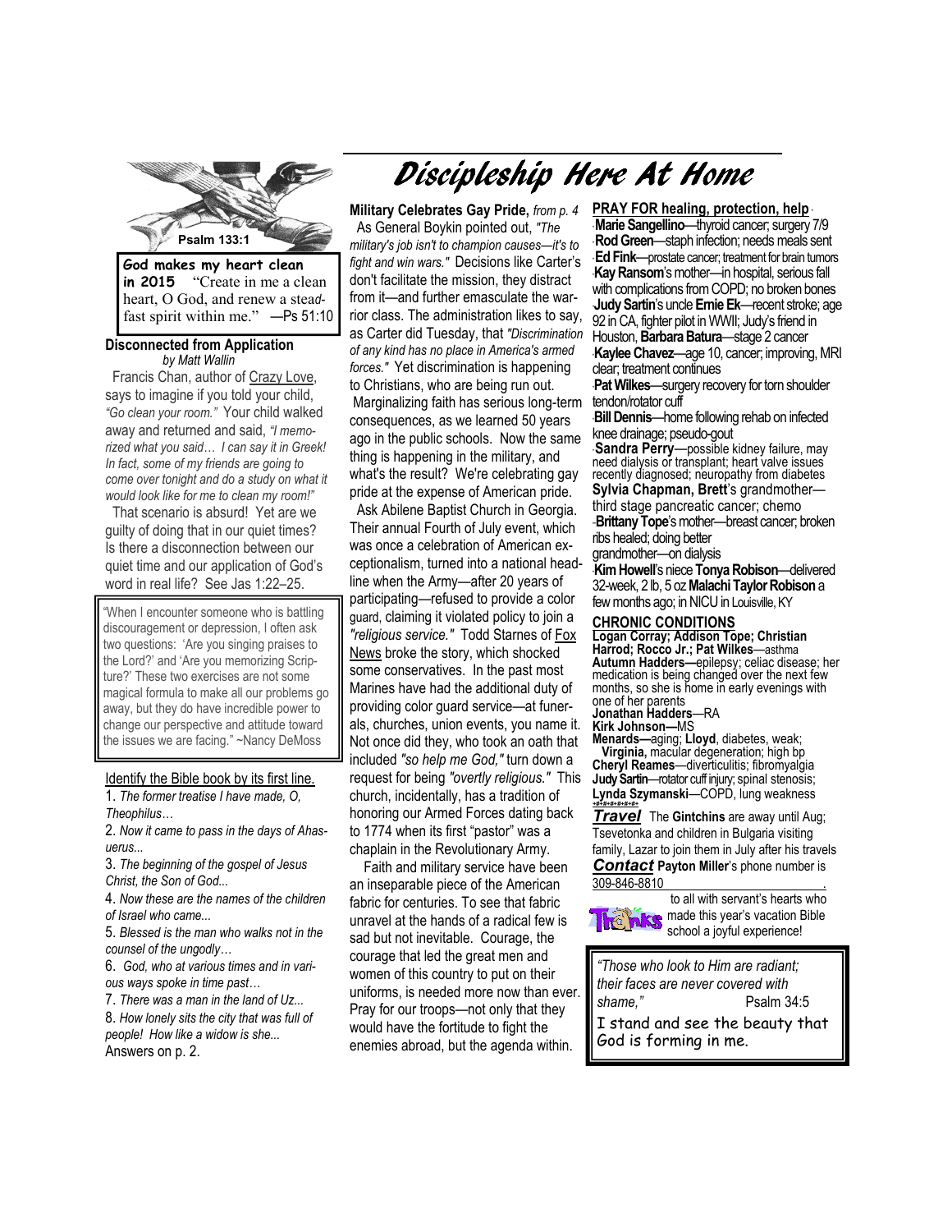# Discipleship Here At Home

Psalm 133:1

**God makes my heart clean in 2015** "Create in me a clean heart, O God, and renew a steadfast spirit within me." —Ps 51:10

### Disconnected from Application

*by Matt Wallin*

Francis Chan, author of Crazy Love, says to imagine if you told your child, *"Go clean your room."* Your child walked away and returned and said, *"I memorized what you said… I can say it in Greek! In fact, some of my friends are going to come over tonight and do a study on what it would look like for me to clean my room!"*

That scenario is absurd! Yet are we guilty of doing that in our quiet times? Is there a disconnection between our quiet time and our application of God's word in real life? See Jas 1:22–25.

"When I encounter someone who is battling discouragement or depression, I often ask two questions: 'Are you singing praises to the Lord?' and 'Are you memorizing Scripture?' These two exercises are not some magical formula to make all our problems go away, but they do have incredible power to change our perspective and attitude toward the issues we are facing." ~Nancy DeMoss

Identify the Bible book by its first line.

1. *The former treatise I have made, O, Theophilus…*
2. *Now it came to pass in the days of Ahasuerus...*
3. *The beginning of the gospel of Jesus Christ, the Son of God...*
4. *Now these are the names of the children of Israel who came...*
5. *Blessed is the man who walks not in the counsel of the ungodly…*
6. *God, who at various times and in various ways spoke in time past…*
7. *There was a man in the land of Uz...*
8. *How lonely sits the city that was full of people! How like a widow is she...*

Answers on p. 2.

**Military Celebrates Gay Pride,** *from p. 4*

As General Boykin pointed out, *"The military's job isn't to champion causes—it's to fight and win wars."* Decisions like Carter's don't facilitate the mission, they distract from it—and further emasculate the warrior class. The administration likes to say, as Carter did Tuesday, that *"Discrimination of any kind has no place in America's armed forces."* Yet discrimination is happening to Christians, who are being run out.

Marginalizing faith has serious long-term consequences, as we learned 50 years ago in the public schools. Now the same thing is happening in the military, and what's the result? We're celebrating gay pride at the expense of American pride.

Ask Abilene Baptist Church in Georgia. Their annual Fourth of July event, which was once a celebration of American exceptionalism, turned into a national headline when the Army—after 20 years of participating—refused to provide a color guard, claiming it violated policy to join a *"religious service."* Todd Starnes of Fox News broke the story, which shocked some conservatives. In the past most Marines have had the additional duty of providing color guard service—at funerals, churches, union events, you name it. Not once did they, who took an oath that included *"so help me God,"* turn down a request for being *"overtly religious."* This church, incidentally, has a tradition of honoring our Armed Forces dating back to 1774 when its first "pastor" was a chaplain in the Revolutionary Army.

Faith and military service have been an inseparable piece of the American fabric for centuries. To see that fabric unravel at the hands of a radical few is sad but not inevitable. Courage, the courage that led the great men and women of this country to put on their uniforms, is needed more now than ever. Pray for our troops—not only that they would have the fortitude to fight the enemies abroad, but the agenda within.

### PRAY FOR healing, protection, help

- **Marie Sangellino**—thyroid cancer; surgery 7/9
- **Rod Green**—staph infection; needs meals sent
- **Ed Fink**—prostate cancer; treatment for brain tumors
- **Kay Ransom**'s mother—in hospital, serious fall with complications from COPD; no broken bones
- **Judy Sartin**'s uncle **Ernie Ek**—recent stroke; age 92 in CA, fighter pilot in WWII; Judy's friend in Houston, **Barbara Batura**—stage 2 cancer
- **Kaylee Chavez**—age 10, cancer; improving, MRI clear; treatment continues
- **Pat Wilkes**—surgery recovery for torn shoulder tendon/rotator cuff
- **Bill Dennis**—home following rehab on infected knee drainage; pseudo-gout
- **Sandra Perry**—possible kidney failure, may need dialysis or transplant; heart valve issues recently diagnosed; neuropathy from diabetes
- **Sylvia Chapman, Brett**'s grandmother—third stage pancreatic cancer; chemo
- **Brittany Tope**'s mother—breast cancer; broken ribs healed; doing better; grandmother—on dialysis
- **Kim Howell**'s niece **Tonya Robison**—delivered 32-week, 2 lb, 5 oz **Malachi Taylor Robison** a few months ago; in NICU in Louisville, KY

### CHRONIC CONDITIONS

**Logan Corray; Addison Tope; Christian Harrod; Rocco Jr.; Pat Wilkes**—asthma
**Autumn Hadders—**epilepsy; celiac disease; her medication is being changed over the next few months, so she is home in early evenings with one of her parents
**Jonathan Hadders**—RA
**Kirk Johnson—**MS
**Menards—**aging; **Lloyd**, diabetes, weak; **Virginia,** macular degeneration; high bp
**Cheryl Reames**—diverticulitis; fibromyalgia
**Judy Sartin**—rotator cuff injury; spinal stenosis;
**Lynda Szymanski**—COPD, lung weakness

***Travel*** The **Gintchins** are away until Aug; Tsevetonka and children in Bulgaria visiting family, Lazar to join them in July after his travels

***Contact*** **Payton Miller**'s phone number is 309-846-8810

Thanks to all with servant's hearts who made this year's vacation Bible school a joyful experience!

*"Those who look to Him are radiant; their faces are never covered with shame,"* Psalm 34:5

I stand and see the beauty that God is forming in me.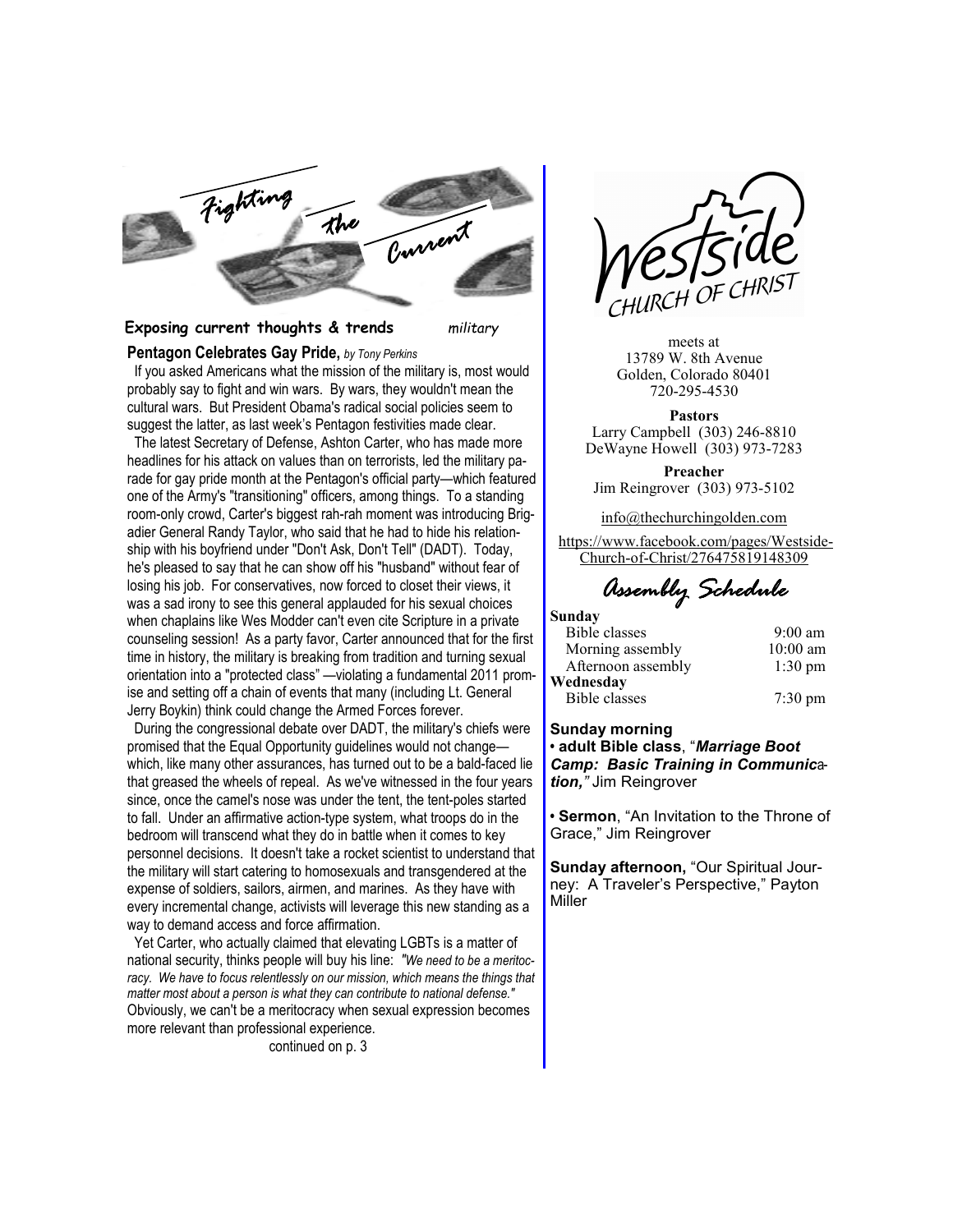Fighting the Current

**Exposing current thoughts & trends** *military*

**Pentagon Celebrates Gay Pride,** *by Tony Perkins*

If you asked Americans what the mission of the military is, most would probably say to fight and win wars. By wars, they wouldn't mean the cultural wars. But President Obama's radical social policies seem to suggest the latter, as last week's Pentagon festivities made clear.

The latest Secretary of Defense, Ashton Carter, who has made more headlines for his attack on values than on terrorists, led the military parade for gay pride month at the Pentagon's official party—which featured one of the Army's "transitioning" officers, among things. To a standing room-only crowd, Carter's biggest rah-rah moment was introducing Brigadier General Randy Taylor, who said that he had to hide his relationship with his boyfriend under "Don't Ask, Don't Tell" (DADT). Today, he's pleased to say that he can show off his "husband" without fear of losing his job. For conservatives, now forced to closet their views, it was a sad irony to see this general applauded for his sexual choices when chaplains like Wes Modder can't even cite Scripture in a private counseling session! As a party favor, Carter announced that for the first time in history, the military is breaking from tradition and turning sexual orientation into a "protected class" —violating a fundamental 2011 promise and setting off a chain of events that many (including Lt. General Jerry Boykin) think could change the Armed Forces forever.

During the congressional debate over DADT, the military's chiefs were promised that the Equal Opportunity guidelines would not change—which, like many other assurances, has turned out to be a bald-faced lie that greased the wheels of repeal. As we've witnessed in the four years since, once the camel's nose was under the tent, the tent-poles started to fall. Under an affirmative action-type system, what troops do in the bedroom will transcend what they do in battle when it comes to key personnel decisions. It doesn't take a rocket scientist to understand that the military will start catering to homosexuals and transgendered at the expense of soldiers, sailors, airmen, and marines. As they have with every incremental change, activists will leverage this new standing as a way to demand access and force affirmation.

Yet Carter, who actually claimed that elevating LGBTs is a matter of national security, thinks people will buy his line: *"We need to be a meritocracy. We have to focus relentlessly on our mission, which means the things that matter most about a person is what they can contribute to national defense."* Obviously, we can't be a meritocracy when sexual expression becomes more relevant than professional experience.

continued on p. 3

Westside CHURCH OF CHRIST

meets at
13789 W. 8th Avenue
Golden, Colorado 80401
720-295-4530

**Pastors**
Larry Campbell (303) 246-8810
DeWayne Howell (303) 973-7283

**Preacher**
Jim Reingrover (303) 973-5102

info@thechurchingolden.com

https://www.facebook.com/pages/Westside-Church-of-Christ/276475819148309

## *Assembly Schedule*

| | |
|---|---|
| **Sunday** | |
| Bible classes | 9:00 am |
| Morning assembly | 10:00 am |
| Afternoon assembly | 1:30 pm |
| **Wednesday** | |
| Bible classes | 7:30 pm |

**Sunday morning**

• **adult Bible class**, "***Marriage Boot Camp: Basic Training in Communication,"*** Jim Reingrover

• **Sermon**, "An Invitation to the Throne of Grace," Jim Reingrover

**Sunday afternoon,** "Our Spiritual Journey: A Traveler's Perspective," Payton Miller